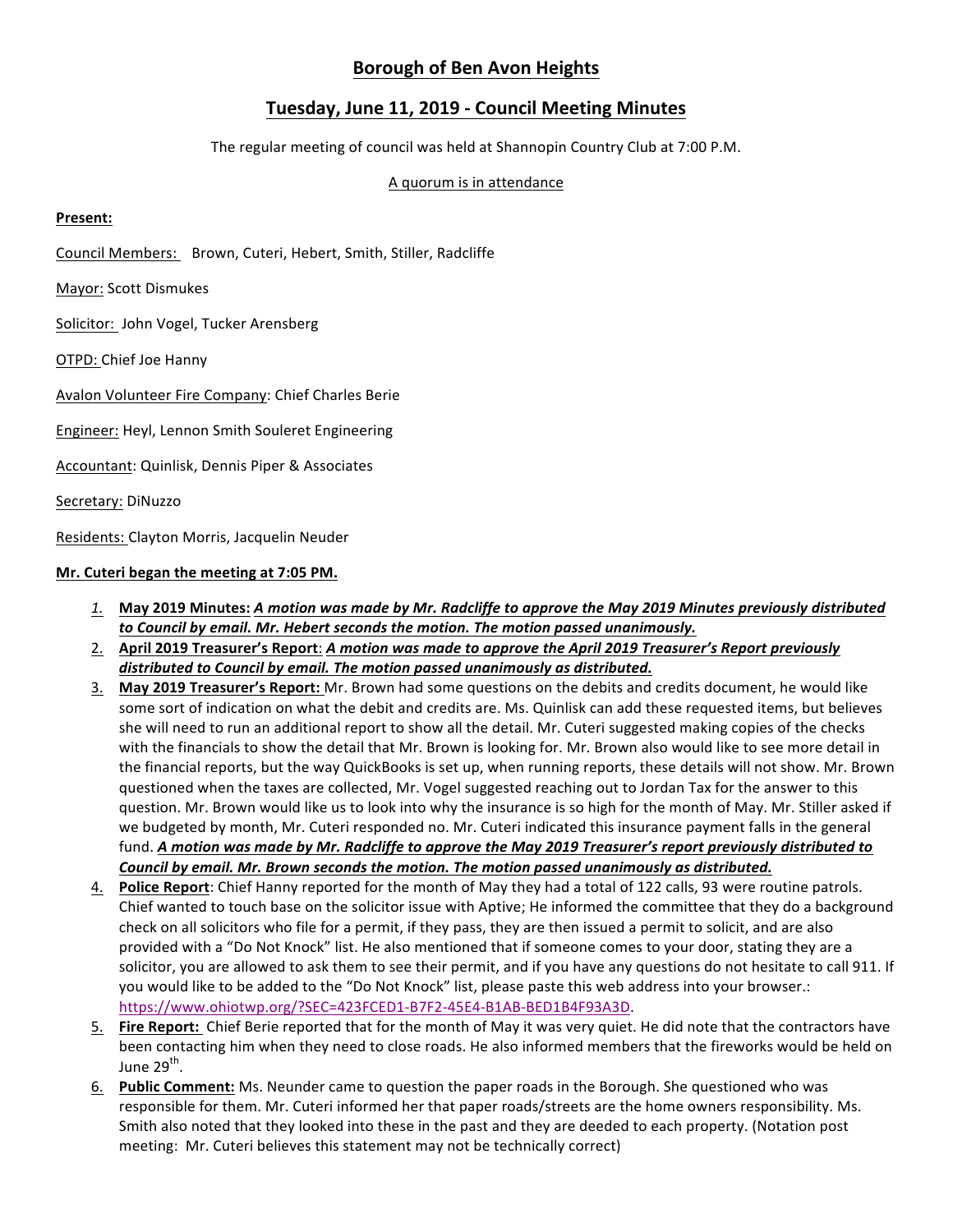# Borough of Ben Avon Heights

## Tuesday, June 11, 2019 - Council Meeting Minutes

The regular meeting of council was held at Shannopin Country Club at 7:00 P.M.

A quorum is in attendance

**Present:**

Council Members: Brown, Cuteri, Hebert, Smith, Stiller, Radcliffe

Mayor: Scott Dismukes

Solicitor: John Vogel, Tucker Arensberg

OTPD: Chief Joe Hanny

Avalon Volunteer Fire Company: Chief Charles Berie

Engineer: Heyl, Lennon Smith Souleret Engineering

Accountant: Quinlisk, Dennis Piper & Associates

Secretary: DiNuzzo

Residents: Clayton Morris, Jacquelin Neuder

**Mr. Cuteri began the meeting at 7:05 PM.**

1. **May 2019 Minutes:** ***A motion was made by Mr. Radcliffe to approve the May 2019 Minutes previously distributed to Council by email. Mr. Hebert seconds the motion. The motion passed unanimously.***
2. **April 2019 Treasurer's Report**: ***A motion was made to approve the April 2019 Treasurer's Report previously distributed to Council by email. The motion passed unanimously as distributed.***
3. **May 2019 Treasurer's Report:** Mr. Brown had some questions on the debits and credits document, he would like some sort of indication on what the debit and credits are. Ms. Quinlisk can add these requested items, but believes she will need to run an additional report to show all the detail. Mr. Cuteri suggested making copies of the checks with the financials to show the detail that Mr. Brown is looking for. Mr. Brown also would like to see more detail in the financial reports, but the way QuickBooks is set up, when running reports, these details will not show. Mr. Brown questioned when the taxes are collected, Mr. Vogel suggested reaching out to Jordan Tax for the answer to this question. Mr. Brown would like us to look into why the insurance is so high for the month of May. Mr. Stiller asked if we budgeted by month, Mr. Cuteri responded no. Mr. Cuteri indicated this insurance payment falls in the general fund. ***A motion was made by Mr. Radcliffe to approve the May 2019 Treasurer's report previously distributed to Council by email. Mr. Brown seconds the motion. The motion passed unanimously as distributed.***
4. **Police Report**: Chief Hanny reported for the month of May they had a total of 122 calls, 93 were routine patrols. Chief wanted to touch base on the solicitor issue with Aptive; He informed the committee that they do a background check on all solicitors who file for a permit, if they pass, they are then issued a permit to solicit, and are also provided with a "Do Not Knock" list. He also mentioned that if someone comes to your door, stating they are a solicitor, you are allowed to ask them to see their permit, and if you have any questions do not hesitate to call 911. If you would like to be added to the "Do Not Knock" list, please paste this web address into your browser.: https://www.ohiotwp.org/?SEC=423FCED1-B7F2-45E4-B1AB-BED1B4F93A3D.
5. **Fire Report:** Chief Berie reported that for the month of May it was very quiet. He did note that the contractors have been contacting him when they need to close roads. He also informed members that the fireworks would be held on June 29th.
6. **Public Comment:** Ms. Neunder came to question the paper roads in the Borough. She questioned who was responsible for them. Mr. Cuteri informed her that paper roads/streets are the home owners responsibility. Ms. Smith also noted that they looked into these in the past and they are deeded to each property. (Notation post meeting: Mr. Cuteri believes this statement may not be technically correct)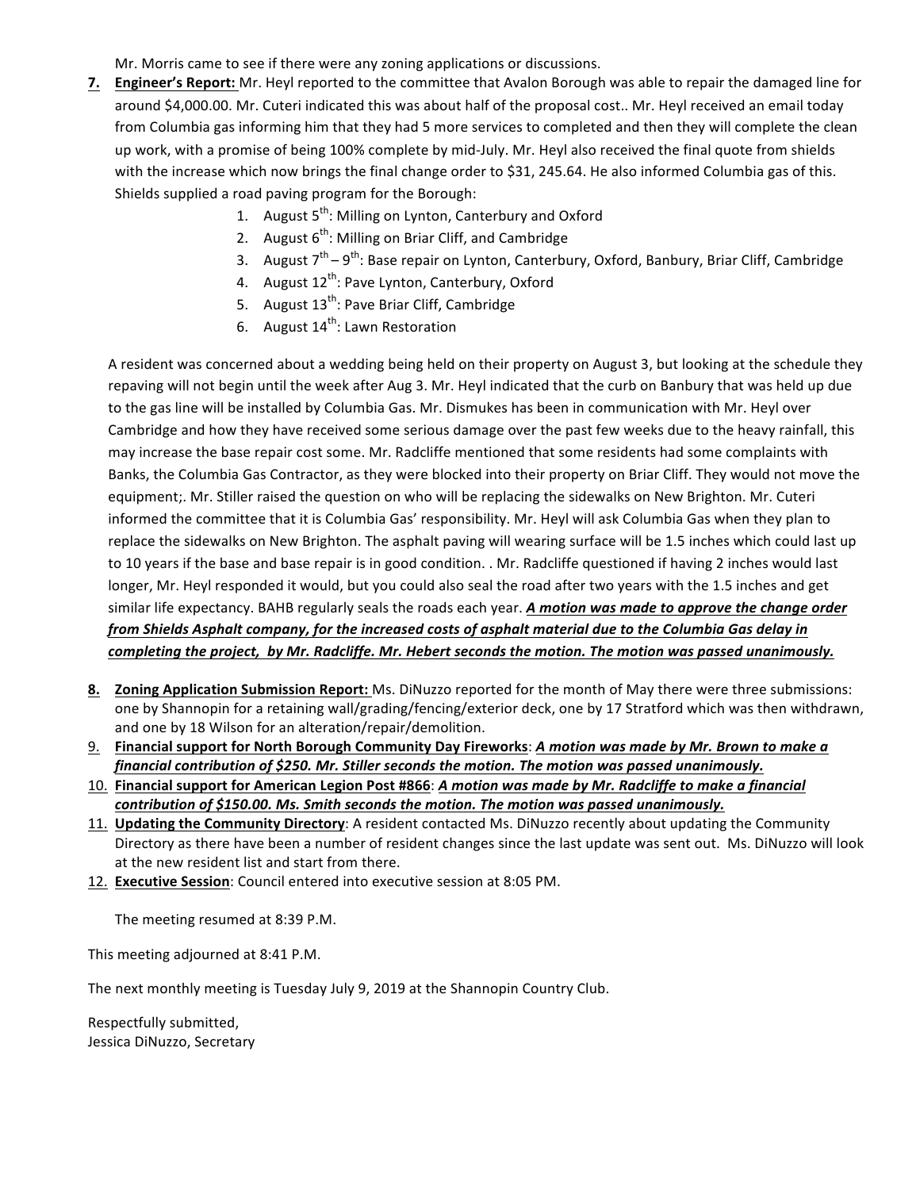Mr. Morris came to see if there were any zoning applications or discussions.

7. **Engineer's Report:** Mr. Heyl reported to the committee that Avalon Borough was able to repair the damaged line for around $4,000.00. Mr. Cuteri indicated this was about half of the proposal cost.. Mr. Heyl received an email today from Columbia gas informing him that they had 5 more services to completed and then they will complete the clean up work, with a promise of being 100% complete by mid-July. Mr. Heyl also received the final quote from shields with the increase which now brings the final change order to $31, 245.64. He also informed Columbia gas of this. Shields supplied a road paving program for the Borough:
   1. August 5th: Milling on Lynton, Canterbury and Oxford
   2. August 6th: Milling on Briar Cliff, and Cambridge
   3. August 7th – 9th: Base repair on Lynton, Canterbury, Oxford, Banbury, Briar Cliff, Cambridge
   4. August 12th: Pave Lynton, Canterbury, Oxford
   5. August 13th: Pave Briar Cliff, Cambridge
   6. August 14th: Lawn Restoration

   A resident was concerned about a wedding being held on their property on August 3, but looking at the schedule they repaving will not begin until the week after Aug 3. Mr. Heyl indicated that the curb on Banbury that was held up due to the gas line will be installed by Columbia Gas. Mr. Dismukes has been in communication with Mr. Heyl over Cambridge and how they have received some serious damage over the past few weeks due to the heavy rainfall, this may increase the base repair cost some. Mr. Radcliffe mentioned that some residents had some complaints with Banks, the Columbia Gas Contractor, as they were blocked into their property on Briar Cliff. They would not move the equipment;. Mr. Stiller raised the question on who will be replacing the sidewalks on New Brighton. Mr. Cuteri informed the committee that it is Columbia Gas' responsibility. Mr. Heyl will ask Columbia Gas when they plan to replace the sidewalks on New Brighton. The asphalt paving will wearing surface will be 1.5 inches which could last up to 10 years if the base and base repair is in good condition. . Mr. Radcliffe questioned if having 2 inches would last longer, Mr. Heyl responded it would, but you could also seal the road after two years with the 1.5 inches and get similar life expectancy. BAHB regularly seals the roads each year. ***A motion was made to approve the change order from Shields Asphalt company, for the increased costs of asphalt material due to the Columbia Gas delay in completing the project, by Mr. Radcliffe. Mr. Hebert seconds the motion. The motion was passed unanimously.***

8. **Zoning Application Submission Report:** Ms. DiNuzzo reported for the month of May there were three submissions: one by Shannopin for a retaining wall/grading/fencing/exterior deck, one by 17 Stratford which was then withdrawn, and one by 18 Wilson for an alteration/repair/demolition.
9. **Financial support for North Borough Community Day Fireworks**: ***A motion was made by Mr. Brown to make a financial contribution of $250. Mr. Stiller seconds the motion. The motion was passed unanimously.***
10. **Financial support for American Legion Post #866**: ***A motion was made by Mr. Radcliffe to make a financial contribution of $150.00. Ms. Smith seconds the motion. The motion was passed unanimously.***
11. **Updating the Community Directory**: A resident contacted Ms. DiNuzzo recently about updating the Community Directory as there have been a number of resident changes since the last update was sent out. Ms. DiNuzzo will look at the new resident list and start from there.
12. **Executive Session**: Council entered into executive session at 8:05 PM.

    The meeting resumed at 8:39 P.M.

This meeting adjourned at 8:41 P.M.

The next monthly meeting is Tuesday July 9, 2019 at the Shannopin Country Club.

Respectfully submitted,
Jessica DiNuzzo, Secretary